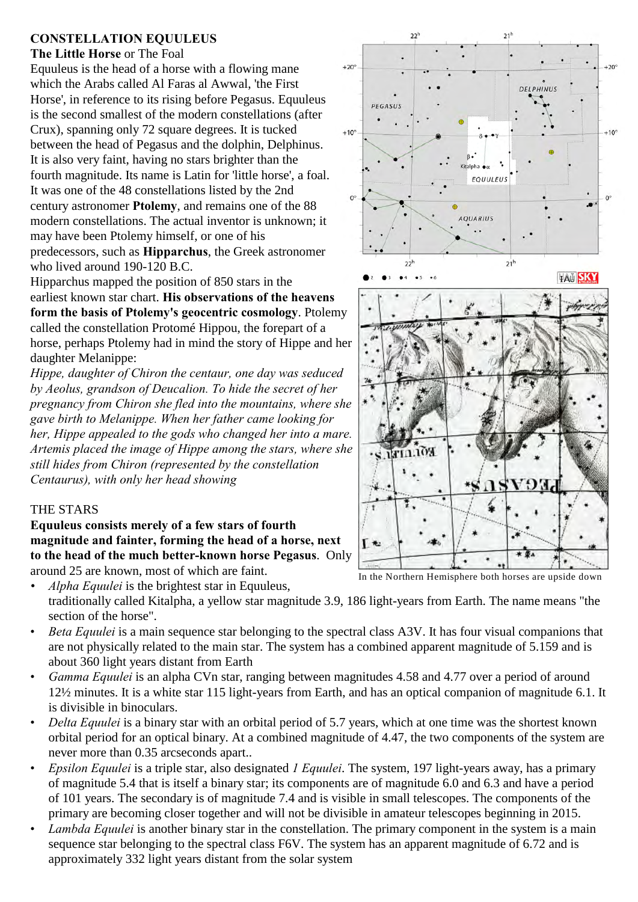**CONSTELLATION EQUULEUS**

**The Little Horse** or The Foal

Equuleus is the head of a horse with a flowing mane which the Arabs called Al Faras al Awwal, 'the First Horse', in reference to its rising before Pegasus. Equuleus is the second smallest of the modern constellations (after Crux), spanning only 72 square degrees. It is tucked between the head of Pegasus and the dolphin, Delphinus. It is also very faint, having no stars brighter than the fourth magnitude. Its name is Latin for 'little horse', a foal. It was one of the 48 constellations listed by the 2nd century astronomer **Ptolemy**, and remains one of the 88 modern constellations. The actual inventor is unknown; it may have been Ptolemy himself, or one of his predecessors, such as **Hipparchus**, the Greek astronomer who lived around 190-120 B.C.

Hipparchus mapped the position of 850 stars in the earliest known star chart. **His observations of the heavens form the basis of Ptolemy's geocentric cosmology**. Ptolemy called the constellation Protomé Hippou, the forepart of a horse, perhaps Ptolemy had in mind the story of Hippe and her daughter Melanippe:

*Hippe, daughter of Chiron the centaur, one day was seduced by Aeolus, grandson of Deucalion. To hide the secret of her pregnancy from Chiron she fled into the mountains, where she gave birth to Melanippe. When her father came looking for her, Hippe appealed to the gods who changed her into a mare. Artemis placed the image of Hippe among the stars, where she still hides from Chiron (represented by the constellation Centaurus), with only her head showing*

In the Northern Hemisphere both horses are upside down

THE STARS

**Equuleus consists merely of a few stars of fourth magnitude and fainter, forming the head of a horse, next to the head of the much better-known horse Pegasus**. Only around 25 are known, most of which are faint.

- *Alpha Equulei* is the brightest star in Equuleus, traditionally called Kitalpha, a yellow star magnitude 3.9, 186 light-years from Earth. The name means "the section of the horse".
- *Beta Equulei* is a main sequence star belonging to the spectral class A3V. It has four visual companions that are not physically related to the main star. The system has a combined apparent magnitude of 5.159 and is about 360 light years distant from Earth
- *Gamma Equulei* is an alpha CVn star, ranging between magnitudes 4.58 and 4.77 over a period of around 12½ minutes. It is a white star 115 light-years from Earth, and has an optical companion of magnitude 6.1. It is divisible in binoculars.
- *Delta Equulei* is a binary star with an orbital period of 5.7 years, which at one time was the shortest known orbital period for an optical binary. At a combined magnitude of 4.47, the two components of the system are never more than 0.35 arcseconds apart..
- *Epsilon Equulei* is a triple star, also designated *1 Equulei*. The system, 197 light-years away, has a primary of magnitude 5.4 that is itself a binary star; its components are of magnitude 6.0 and 6.3 and have a period of 101 years. The secondary is of magnitude 7.4 and is visible in small telescopes. The components of the primary are becoming closer together and will not be divisible in amateur telescopes beginning in 2015.
- *Lambda Equulei* is another binary star in the constellation. The primary component in the system is a main sequence star belonging to the spectral class F6V. The system has an apparent magnitude of 6.72 and is approximately 332 light years distant from the solar system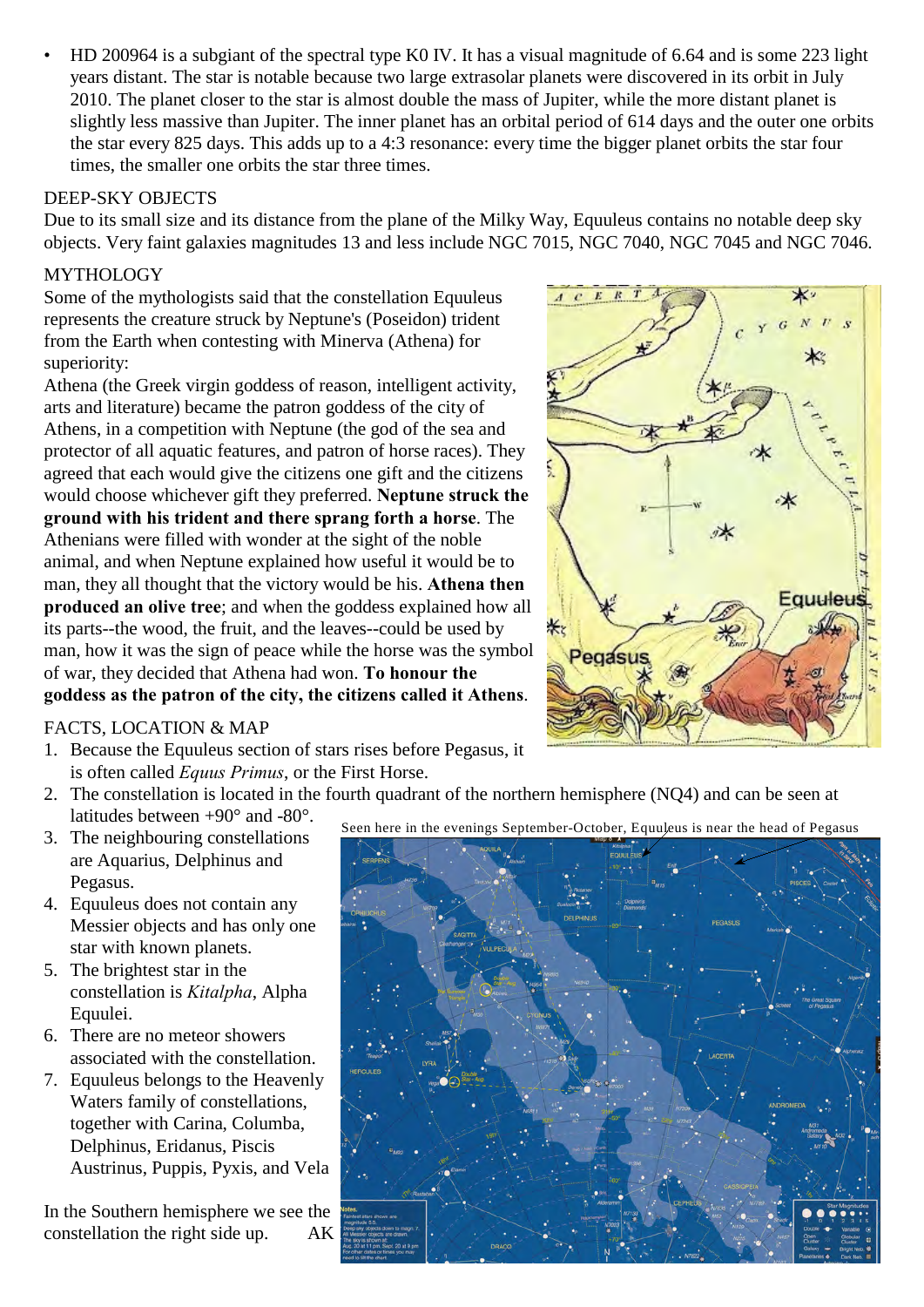- HD 200964 is a subgiant of the spectral type K0 IV. It has a visual magnitude of 6.64 and is some 223 light years distant. The star is notable because two large extrasolar planets were discovered in its orbit in July 2010. The planet closer to the star is almost double the mass of Jupiter, while the more distant planet is slightly less massive than Jupiter. The inner planet has an orbital period of 614 days and the outer one orbits the star every 825 days. This adds up to a 4:3 resonance: every time the bigger planet orbits the star four times, the smaller one orbits the star three times.

DEEP-SKY OBJECTS

Due to its small size and its distance from the plane of the Milky Way, Equuleus contains no notable deep sky objects. Very faint galaxies magnitudes 13 and less include NGC 7015, NGC 7040, NGC 7045 and NGC 7046.

MYTHOLOGY

Some of the mythologists said that the constellation Equuleus represents the creature struck by Neptune's (Poseidon) trident from the Earth when contesting with Minerva (Athena) for superiority:

Athena (the Greek virgin goddess of reason, intelligent activity, arts and literature) became the patron goddess of the city of Athens, in a competition with Neptune (the god of the sea and protector of all aquatic features, and patron of horse races). They agreed that each would give the citizens one gift and the citizens would choose whichever gift they preferred. **Neptune struck the ground with his trident and there sprang forth a horse**. The Athenians were filled with wonder at the sight of the noble animal, and when Neptune explained how useful it would be to man, they all thought that the victory would be his. **Athena then produced an olive tree**; and when the goddess explained how all its parts--the wood, the fruit, and the leaves--could be used by man, how it was the sign of peace while the horse was the symbol of war, they decided that Athena had won. **To honour the goddess as the patron of the city, the citizens called it Athens**.

FACTS, LOCATION & MAP

1. Because the Equuleus section of stars rises before Pegasus, it is often called *Equus Primus*, or the First Horse.
2. The constellation is located in the fourth quadrant of the northern hemisphere (NQ4) and can be seen at latitudes between +90° and -80°.
3. The neighbouring constellations are Aquarius, Delphinus and Pegasus.
4. Equuleus does not contain any Messier objects and has only one star with known planets.
5. The brightest star in the constellation is *Kitalpha*, Alpha Equulei.
6. There are no meteor showers associated with the constellation.
7. Equuleus belongs to the Heavenly Waters family of constellations, together with Carina, Columba, Delphinus, Eridanus, Piscis Austrinus, Puppis, Pyxis, and Vela

Seen here in the evenings September-October, Equuleus is near the head of Pegasus

In the Southern hemisphere we see the constellation the right side up. AK